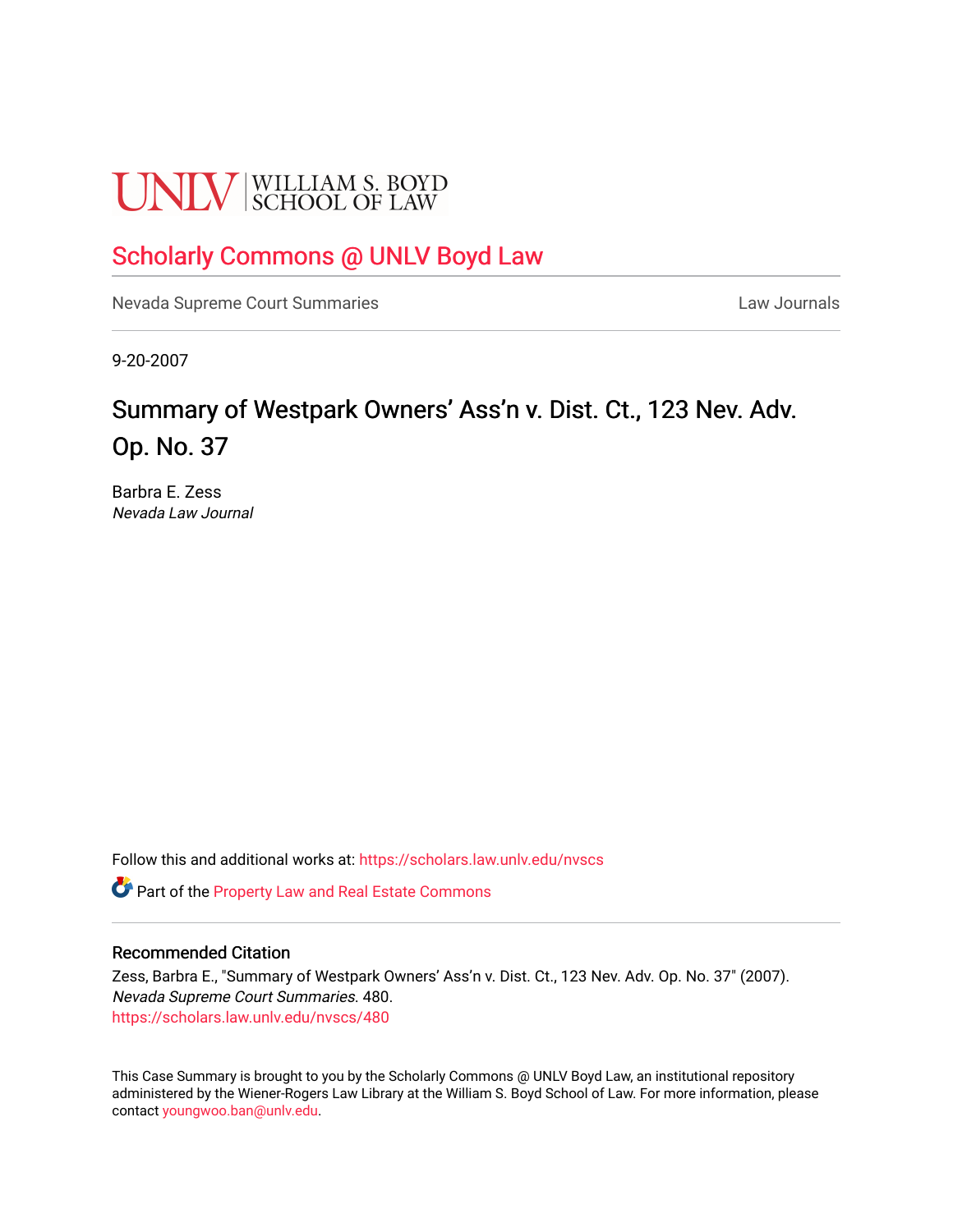UNLV | WILLIAM S. BOYD SCHOOL OF LAW

# Scholarly Commons @ UNLV Boyd Law

Nevada Supreme Court Summaries | Law Journals

9-20-2007

## Summary of Westpark Owners' Ass'n v. Dist. Ct., 123 Nev. Adv. Op. No. 37

Barbra E. Zess
*Nevada Law Journal*

Follow this and additional works at: https://scholars.law.unlv.edu/nvscs

Part of the Property Law and Real Estate Commons

### Recommended Citation

Zess, Barbra E., "Summary of Westpark Owners' Ass'n v. Dist. Ct., 123 Nev. Adv. Op. No. 37" (2007). *Nevada Supreme Court Summaries*. 480.
https://scholars.law.unlv.edu/nvscs/480

This Case Summary is brought to you by the Scholarly Commons @ UNLV Boyd Law, an institutional repository administered by the Wiener-Rogers Law Library at the William S. Boyd School of Law. For more information, please contact youngwoo.ban@unlv.edu.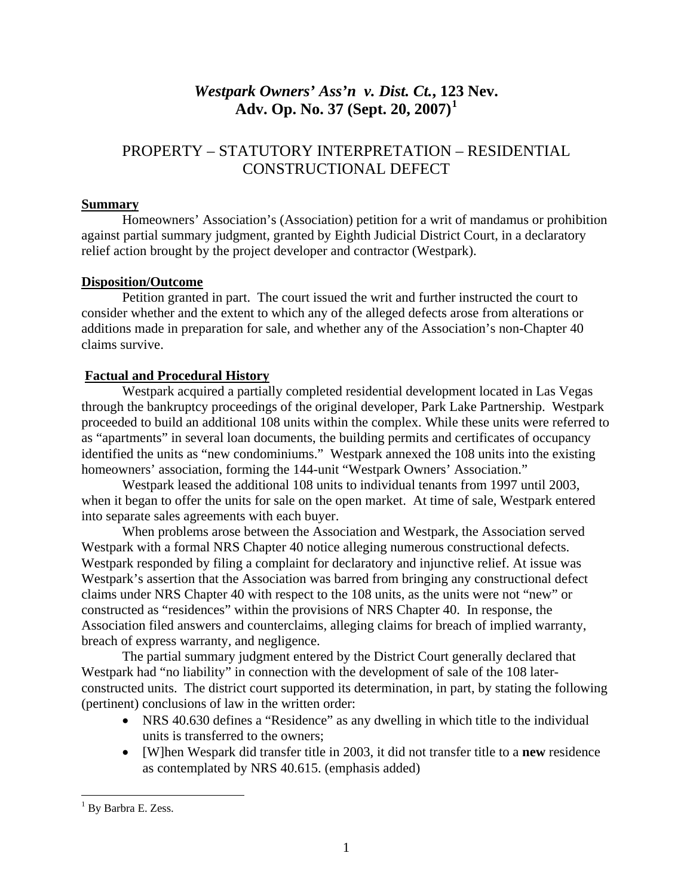# *Westpark Owners' Ass'n v. Dist. Ct.*, 123 Nev. Adv. Op. No. 37 (Sept. 20, 2007)[1]

## PROPERTY – STATUTORY INTERPRETATION – RESIDENTIAL CONSTRUCTIONAL DEFECT

### Summary

Homeowners' Association's (Association) petition for a writ of mandamus or prohibition against partial summary judgment, granted by Eighth Judicial District Court, in a declaratory relief action brought by the project developer and contractor (Westpark).

### Disposition/Outcome

Petition granted in part. The court issued the writ and further instructed the court to consider whether and the extent to which any of the alleged defects arose from alterations or additions made in preparation for sale, and whether any of the Association's non-Chapter 40 claims survive.

### Factual and Procedural History

Westpark acquired a partially completed residential development located in Las Vegas through the bankruptcy proceedings of the original developer, Park Lake Partnership. Westpark proceeded to build an additional 108 units within the complex. While these units were referred to as "apartments" in several loan documents, the building permits and certificates of occupancy identified the units as "new condominiums." Westpark annexed the 108 units into the existing homeowners' association, forming the 144-unit "Westpark Owners' Association."

Westpark leased the additional 108 units to individual tenants from 1997 until 2003, when it began to offer the units for sale on the open market. At time of sale, Westpark entered into separate sales agreements with each buyer.

When problems arose between the Association and Westpark, the Association served Westpark with a formal NRS Chapter 40 notice alleging numerous constructional defects. Westpark responded by filing a complaint for declaratory and injunctive relief. At issue was Westpark's assertion that the Association was barred from bringing any constructional defect claims under NRS Chapter 40 with respect to the 108 units, as the units were not "new" or constructed as "residences" within the provisions of NRS Chapter 40. In response, the Association filed answers and counterclaims, alleging claims for breach of implied warranty, breach of express warranty, and negligence.

The partial summary judgment entered by the District Court generally declared that Westpark had "no liability" in connection with the development of sale of the 108 later-constructed units. The district court supported its determination, in part, by stating the following (pertinent) conclusions of law in the written order:

- NRS 40.630 defines a "Residence" as any dwelling in which title to the individual units is transferred to the owners;
- [W]hen Wespark did transfer title in 2003, it did not transfer title to a **new** residence as contemplated by NRS 40.615. (emphasis added)

---

[1] By Barbra E. Zess.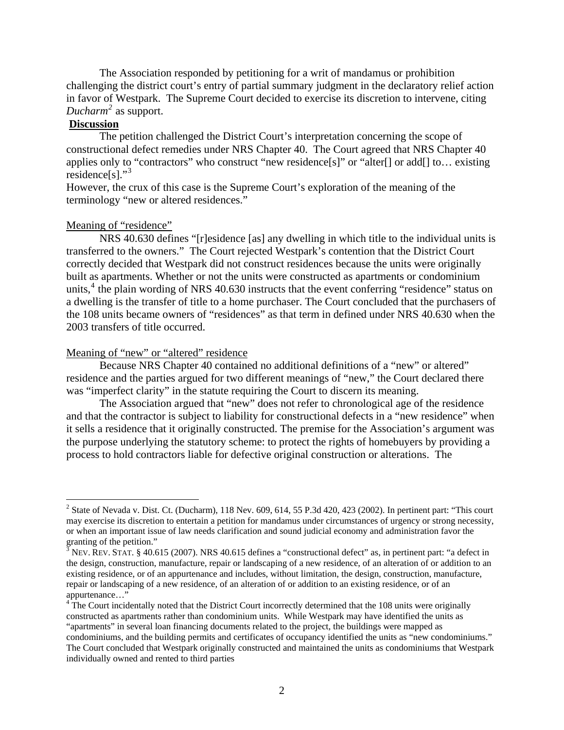The Association responded by petitioning for a writ of mandamus or prohibition challenging the district court's entry of partial summary judgment in the declaratory relief action in favor of Westpark. The Supreme Court decided to exercise its discretion to intervene, citing *Ducharm*[2] as support.

**Discussion**

The petition challenged the District Court's interpretation concerning the scope of constructional defect remedies under NRS Chapter 40. The Court agreed that NRS Chapter 40 applies only to "contractors" who construct "new residence[s]" or "alter[] or add[] to… existing residence[s]."[3]

However, the crux of this case is the Supreme Court's exploration of the meaning of the terminology "new or altered residences."

Meaning of "residence"

NRS 40.630 defines "[r]esidence [as] any dwelling in which title to the individual units is transferred to the owners." The Court rejected Westpark's contention that the District Court correctly decided that Westpark did not construct residences because the units were originally built as apartments. Whether or not the units were constructed as apartments or condominium units,[4] the plain wording of NRS 40.630 instructs that the event conferring "residence" status on a dwelling is the transfer of title to a home purchaser. The Court concluded that the purchasers of the 108 units became owners of "residences" as that term in defined under NRS 40.630 when the 2003 transfers of title occurred.

Meaning of "new" or "altered" residence

Because NRS Chapter 40 contained no additional definitions of a "new" or altered" residence and the parties argued for two different meanings of "new," the Court declared there was "imperfect clarity" in the statute requiring the Court to discern its meaning.

The Association argued that "new" does not refer to chronological age of the residence and that the contractor is subject to liability for constructional defects in a "new residence" when it sells a residence that it originally constructed. The premise for the Association's argument was the purpose underlying the statutory scheme: to protect the rights of homebuyers by providing a process to hold contractors liable for defective original construction or alterations. The

---

[2] State of Nevada v. Dist. Ct. (Ducharm), 118 Nev. 609, 614, 55 P.3d 420, 423 (2002). In pertinent part: "This court may exercise its discretion to entertain a petition for mandamus under circumstances of urgency or strong necessity, or when an important issue of law needs clarification and sound judicial economy and administration favor the granting of the petition."

[3] NEV. REV. STAT. § 40.615 (2007). NRS 40.615 defines a "constructional defect" as, in pertinent part: "a defect in the design, construction, manufacture, repair or landscaping of a new residence, of an alteration of or addition to an existing residence, or of an appurtenance and includes, without limitation, the design, construction, manufacture, repair or landscaping of a new residence, of an alteration of or addition to an existing residence, or of an appurtenance…"

[4] The Court incidentally noted that the District Court incorrectly determined that the 108 units were originally constructed as apartments rather than condominium units. While Westpark may have identified the units as "apartments" in several loan financing documents related to the project, the buildings were mapped as condominiums, and the building permits and certificates of occupancy identified the units as "new condominiums." The Court concluded that Westpark originally constructed and maintained the units as condominiums that Westpark individually owned and rented to third parties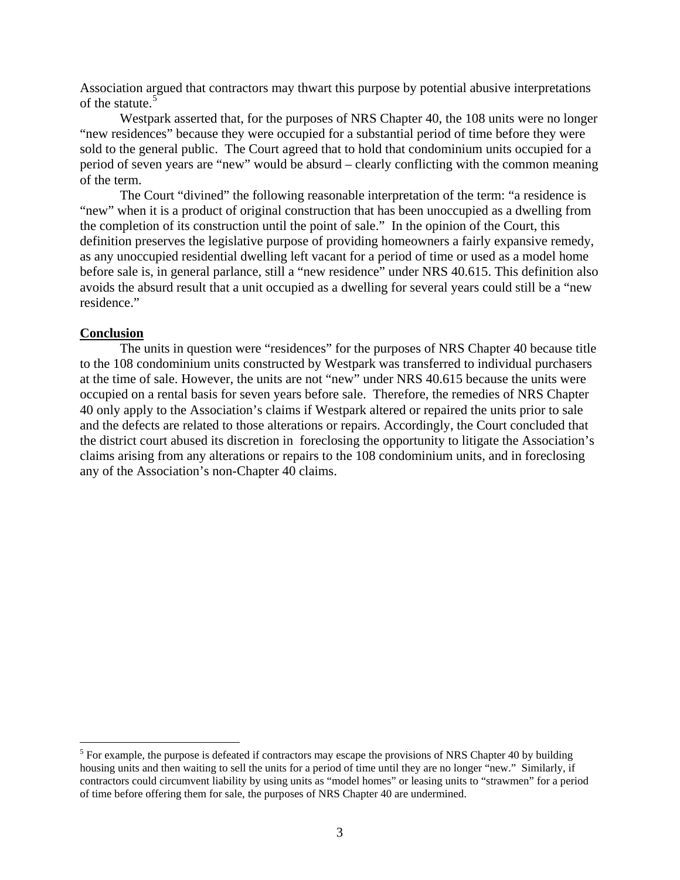Association argued that contractors may thwart this purpose by potential abusive interpretations of the statute.[5]

Westpark asserted that, for the purposes of NRS Chapter 40, the 108 units were no longer "new residences" because they were occupied for a substantial period of time before they were sold to the general public. The Court agreed that to hold that condominium units occupied for a period of seven years are "new" would be absurd – clearly conflicting with the common meaning of the term.

The Court "divined" the following reasonable interpretation of the term: "a residence is "new" when it is a product of original construction that has been unoccupied as a dwelling from the completion of its construction until the point of sale." In the opinion of the Court, this definition preserves the legislative purpose of providing homeowners a fairly expansive remedy, as any unoccupied residential dwelling left vacant for a period of time or used as a model home before sale is, in general parlance, still a "new residence" under NRS 40.615. This definition also avoids the absurd result that a unit occupied as a dwelling for several years could still be a "new residence."

**Conclusion**

The units in question were "residences" for the purposes of NRS Chapter 40 because title to the 108 condominium units constructed by Westpark was transferred to individual purchasers at the time of sale. However, the units are not "new" under NRS 40.615 because the units were occupied on a rental basis for seven years before sale. Therefore, the remedies of NRS Chapter 40 only apply to the Association's claims if Westpark altered or repaired the units prior to sale and the defects are related to those alterations or repairs. Accordingly, the Court concluded that the district court abused its discretion in foreclosing the opportunity to litigate the Association's claims arising from any alterations or repairs to the 108 condominium units, and in foreclosing any of the Association's non-Chapter 40 claims.

---

[5] For example, the purpose is defeated if contractors may escape the provisions of NRS Chapter 40 by building housing units and then waiting to sell the units for a period of time until they are no longer "new." Similarly, if contractors could circumvent liability by using units as "model homes" or leasing units to "strawmen" for a period of time before offering them for sale, the purposes of NRS Chapter 40 are undermined.